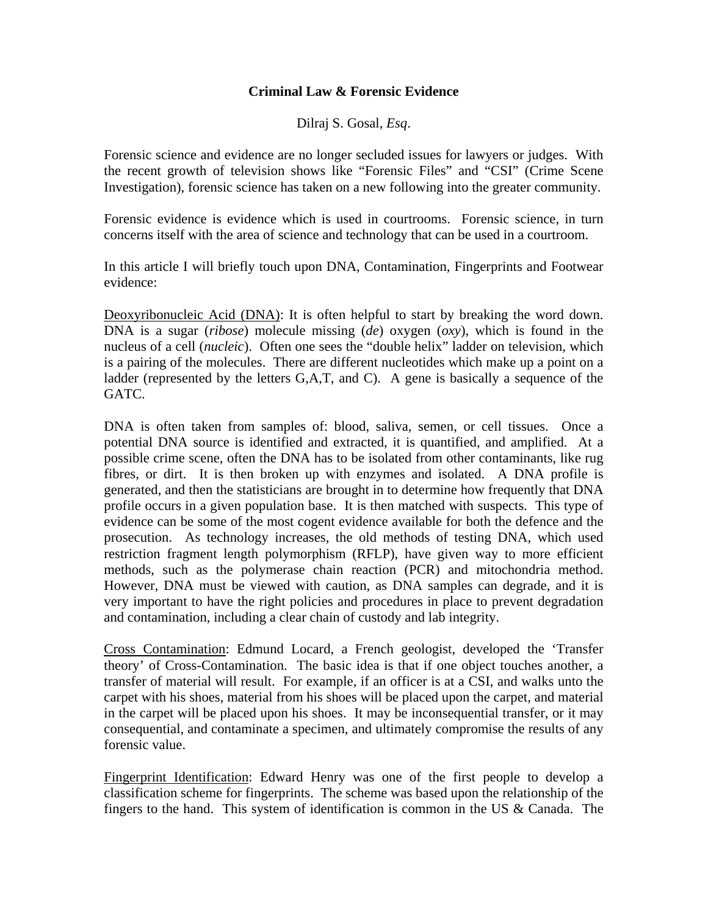**Criminal Law & Forensic Evidence**

Dilraj S. Gosal, *Esq*.

Forensic science and evidence are no longer secluded issues for lawyers or judges. With the recent growth of television shows like "Forensic Files" and "CSI" (Crime Scene Investigation), forensic science has taken on a new following into the greater community.

Forensic evidence is evidence which is used in courtrooms. Forensic science, in turn concerns itself with the area of science and technology that can be used in a courtroom.

In this article I will briefly touch upon DNA, Contamination, Fingerprints and Footwear evidence:

<u>Deoxyribonucleic Acid (DNA)</u>: It is often helpful to start by breaking the word down. DNA is a sugar (*ribose*) molecule missing (*de*) oxygen (*oxy*), which is found in the nucleus of a cell (*nucleic*). Often one sees the "double helix" ladder on television, which is a pairing of the molecules. There are different nucleotides which make up a point on a ladder (represented by the letters G,A,T, and C). A gene is basically a sequence of the GATC.

DNA is often taken from samples of: blood, saliva, semen, or cell tissues. Once a potential DNA source is identified and extracted, it is quantified, and amplified. At a possible crime scene, often the DNA has to be isolated from other contaminants, like rug fibres, or dirt. It is then broken up with enzymes and isolated. A DNA profile is generated, and then the statisticians are brought in to determine how frequently that DNA profile occurs in a given population base. It is then matched with suspects. This type of evidence can be some of the most cogent evidence available for both the defence and the prosecution. As technology increases, the old methods of testing DNA, which used restriction fragment length polymorphism (RFLP), have given way to more efficient methods, such as the polymerase chain reaction (PCR) and mitochondria method. However, DNA must be viewed with caution, as DNA samples can degrade, and it is very important to have the right policies and procedures in place to prevent degradation and contamination, including a clear chain of custody and lab integrity.

<u>Cross Contamination</u>: Edmund Locard, a French geologist, developed the 'Transfer theory' of Cross-Contamination. The basic idea is that if one object touches another, a transfer of material will result. For example, if an officer is at a CSI, and walks unto the carpet with his shoes, material from his shoes will be placed upon the carpet, and material in the carpet will be placed upon his shoes. It may be inconsequential transfer, or it may consequential, and contaminate a specimen, and ultimately compromise the results of any forensic value.

<u>Fingerprint Identification</u>: Edward Henry was one of the first people to develop a classification scheme for fingerprints. The scheme was based upon the relationship of the fingers to the hand. This system of identification is common in the US & Canada. The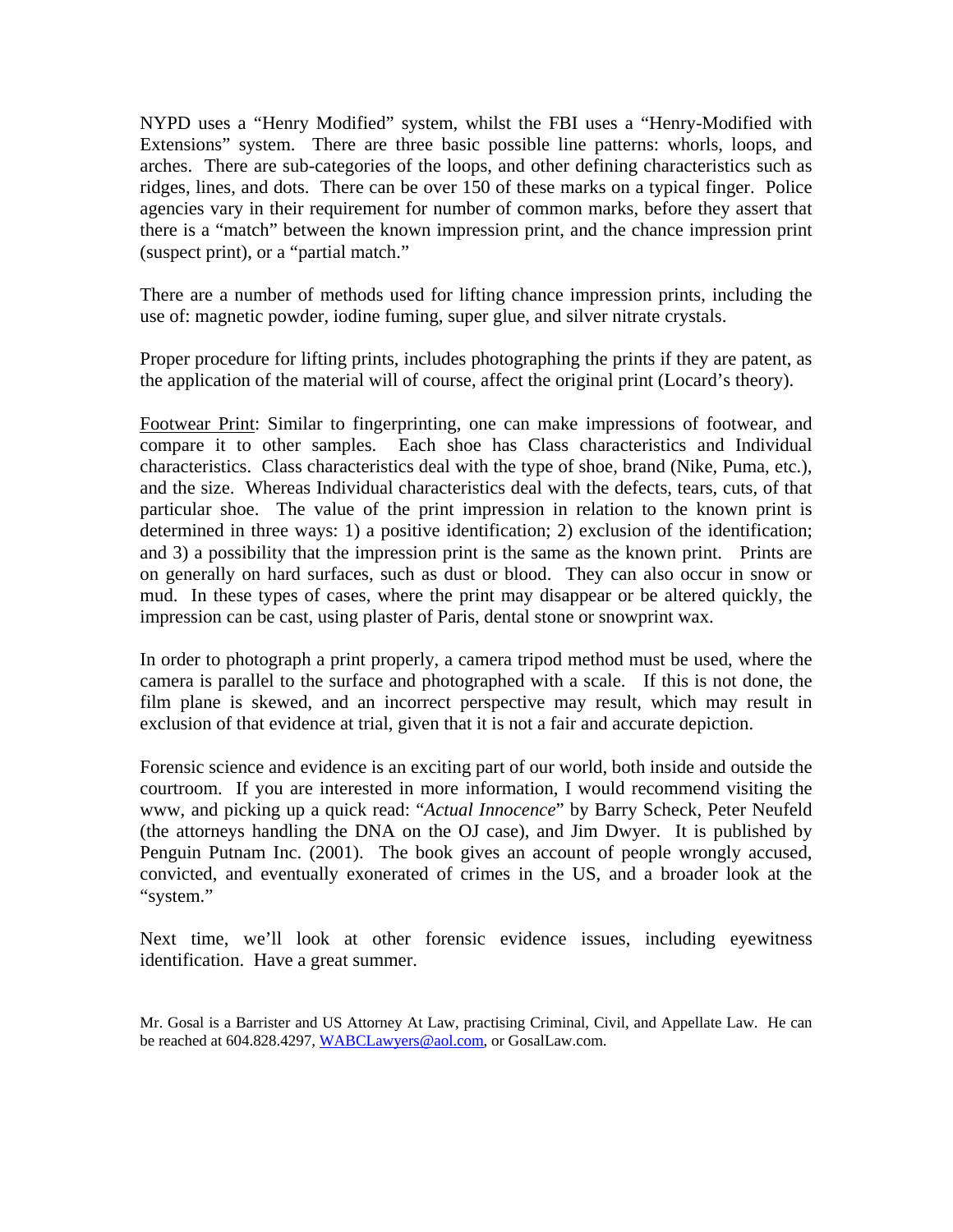NYPD uses a "Henry Modified" system, whilst the FBI uses a "Henry-Modified with Extensions" system. There are three basic possible line patterns: whorls, loops, and arches. There are sub-categories of the loops, and other defining characteristics such as ridges, lines, and dots. There can be over 150 of these marks on a typical finger. Police agencies vary in their requirement for number of common marks, before they assert that there is a "match" between the known impression print, and the chance impression print (suspect print), or a "partial match."

There are a number of methods used for lifting chance impression prints, including the use of: magnetic powder, iodine fuming, super glue, and silver nitrate crystals.

Proper procedure for lifting prints, includes photographing the prints if they are patent, as the application of the material will of course, affect the original print (Locard's theory).

<u>Footwear Print</u>: Similar to fingerprinting, one can make impressions of footwear, and compare it to other samples. Each shoe has Class characteristics and Individual characteristics. Class characteristics deal with the type of shoe, brand (Nike, Puma, etc.), and the size. Whereas Individual characteristics deal with the defects, tears, cuts, of that particular shoe. The value of the print impression in relation to the known print is determined in three ways: 1) a positive identification; 2) exclusion of the identification; and 3) a possibility that the impression print is the same as the known print. Prints are on generally on hard surfaces, such as dust or blood. They can also occur in snow or mud. In these types of cases, where the print may disappear or be altered quickly, the impression can be cast, using plaster of Paris, dental stone or snowprint wax.

In order to photograph a print properly, a camera tripod method must be used, where the camera is parallel to the surface and photographed with a scale. If this is not done, the film plane is skewed, and an incorrect perspective may result, which may result in exclusion of that evidence at trial, given that it is not a fair and accurate depiction.

Forensic science and evidence is an exciting part of our world, both inside and outside the courtroom. If you are interested in more information, I would recommend visiting the www, and picking up a quick read: "*Actual Innocence*" by Barry Scheck, Peter Neufeld (the attorneys handling the DNA on the OJ case), and Jim Dwyer. It is published by Penguin Putnam Inc. (2001). The book gives an account of people wrongly accused, convicted, and eventually exonerated of crimes in the US, and a broader look at the "system."

Next time, we'll look at other forensic evidence issues, including eyewitness identification. Have a great summer.

Mr. Gosal is a Barrister and US Attorney At Law, practising Criminal, Civil, and Appellate Law. He can be reached at 604.828.4297, [WABCLawyers@aol.com](mailto:WABCLawyers@aol.com), or GosalLaw.com.